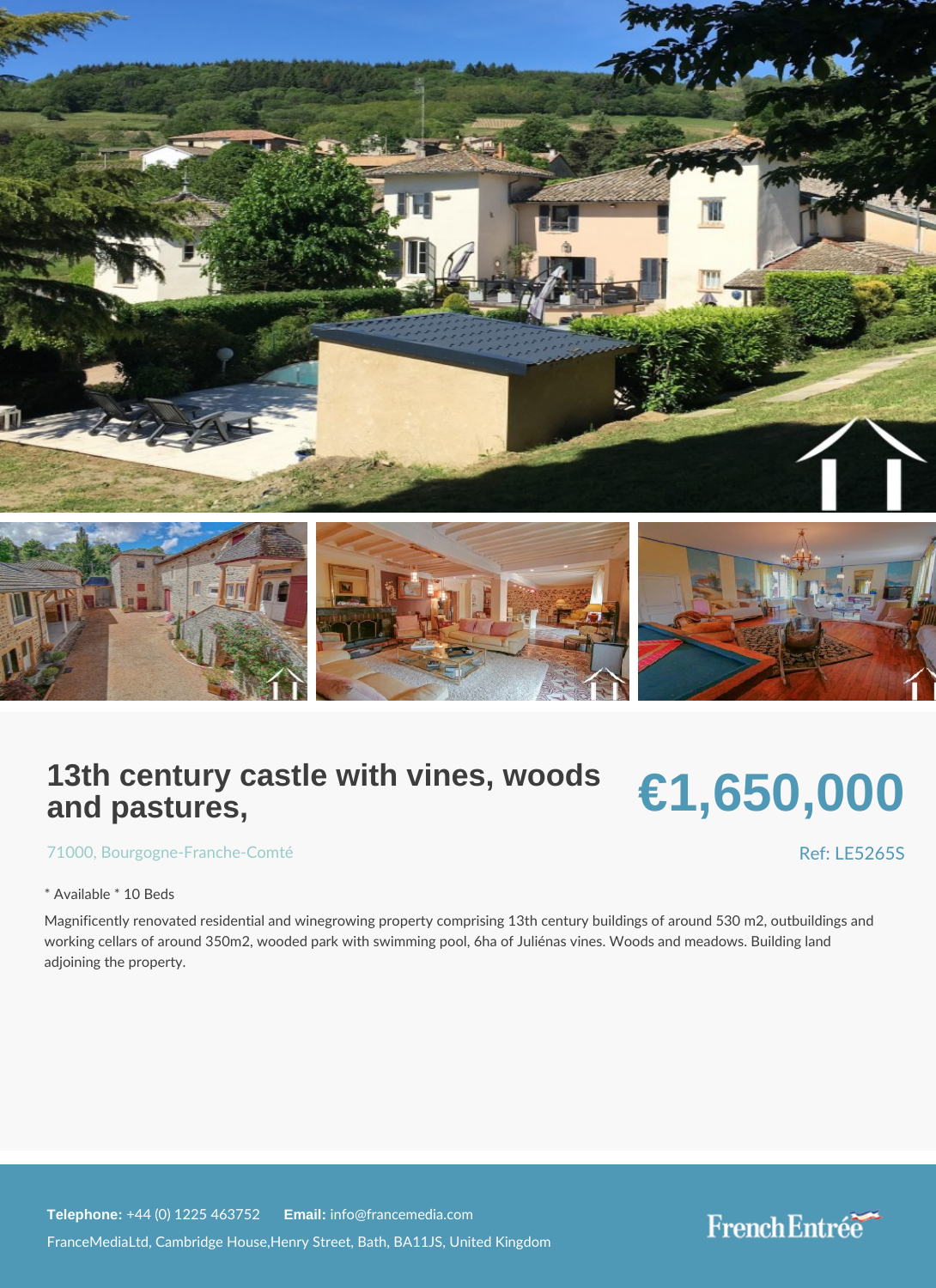# 13th century castle with vines, woods and pastures,

**€1,650,000**

71000, Bourgogne-Franche-Comté

Ref: LE5265S

* Available * 10 Beds

Magnificently renovated residential and winegrowing property comprising 13th century buildings of around 530 m2, outbuildings and working cellars of around 350m2, wooded park with swimming pool, 6ha of Juliénas vines. Woods and meadows. Building land adjoining the property.

**Telephone:** +44 (0) 1225 463752 **Email:** info@francemedia.com

FranceMediaLtd, Cambridge House,Henry Street, Bath, BA11JS, United Kingdom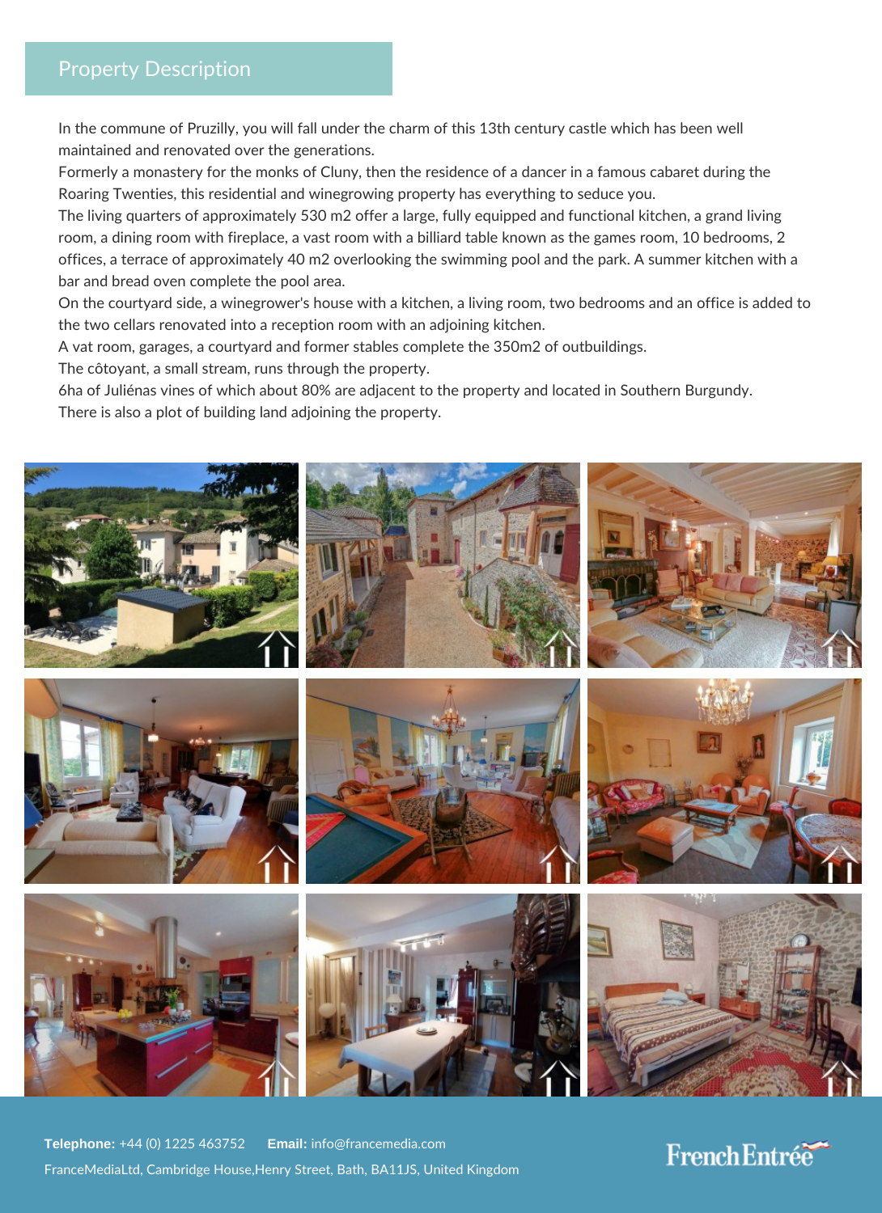## Property Description

In the commune of Pruzilly, you will fall under the charm of this 13th century castle which has been well maintained and renovated over the generations.
Formerly a monastery for the monks of Cluny, then the residence of a dancer in a famous cabaret during the Roaring Twenties, this residential and winegrowing property has everything to seduce you.
The living quarters of approximately 530 m2 offer a large, fully equipped and functional kitchen, a grand living room, a dining room with fireplace, a vast room with a billiard table known as the games room, 10 bedrooms, 2 offices, a terrace of approximately 40 m2 overlooking the swimming pool and the park. A summer kitchen with a bar and bread oven complete the pool area.
On the courtyard side, a winegrower's house with a kitchen, a living room, two bedrooms and an office is added to the two cellars renovated into a reception room with an adjoining kitchen.
A vat room, garages, a courtyard and former stables complete the 350m2 of outbuildings.
The côtoyant, a small stream, runs through the property.
6ha of Juliénas vines of which about 80% are adjacent to the property and located in Southern Burgundy.
There is also a plot of building land adjoining the property.

**Telephone:** +44 (0) 1225 463752 **Email:** info@francemedia.com
FranceMediaLtd, Cambridge House,Henry Street, Bath, BA11JS, United Kingdom

FrenchEntrée